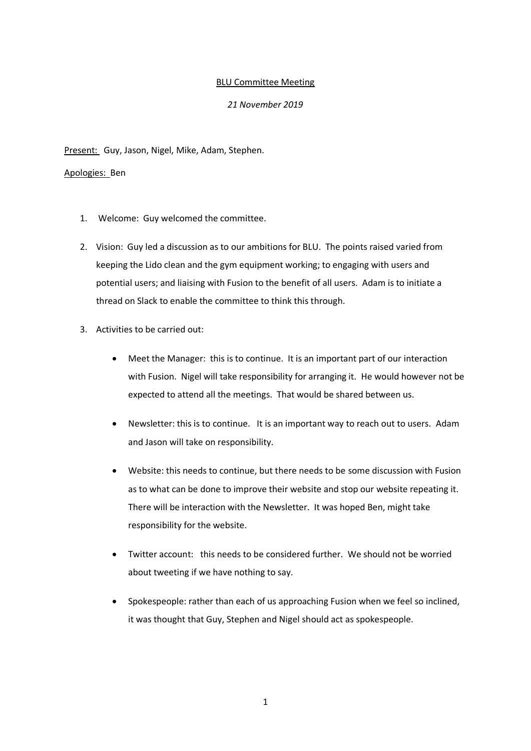# BLU Committee Meeting

*21 November 2019*

Present: Guy, Jason, Nigel, Mike, Adam, Stephen.

Apologies: Ben

1. Welcome: Guy welcomed the committee.

2. Vision: Guy led a discussion as to our ambitions for BLU. The points raised varied from keeping the Lido clean and the gym equipment working; to engaging with users and potential users; and liaising with Fusion to the benefit of all users. Adam is to initiate a thread on Slack to enable the committee to think this through.

3. Activities to be carried out:

    - Meet the Manager: this is to continue. It is an important part of our interaction with Fusion. Nigel will take responsibility for arranging it. He would however not be expected to attend all the meetings. That would be shared between us.

    - Newsletter: this is to continue. It is an important way to reach out to users. Adam and Jason will take on responsibility.

    - Website: this needs to continue, but there needs to be some discussion with Fusion as to what can be done to improve their website and stop our website repeating it. There will be interaction with the Newsletter. It was hoped Ben, might take responsibility for the website.

    - Twitter account: this needs to be considered further. We should not be worried about tweeting if we have nothing to say.

    - Spokespeople: rather than each of us approaching Fusion when we feel so inclined, it was thought that Guy, Stephen and Nigel should act as spokespeople.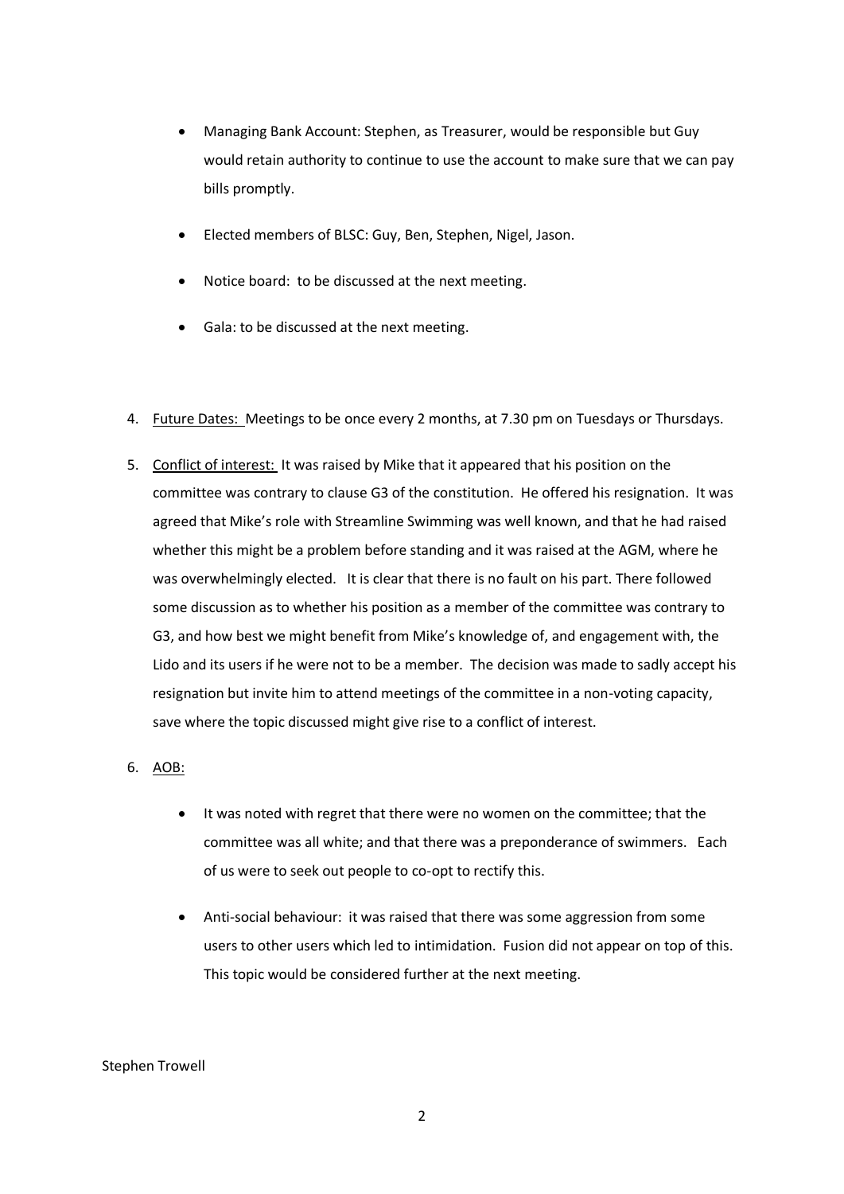- Managing Bank Account: Stephen, as Treasurer, would be responsible but Guy would retain authority to continue to use the account to make sure that we can pay bills promptly.

- Elected members of BLSC: Guy, Ben, Stephen, Nigel, Jason.

- Notice board: to be discussed at the next meeting.

- Gala: to be discussed at the next meeting.

4. <u>Future Dates:</u> Meetings to be once every 2 months, at 7.30 pm on Tuesdays or Thursdays.

5. <u>Conflict of interest:</u> It was raised by Mike that it appeared that his position on the committee was contrary to clause G3 of the constitution. He offered his resignation. It was agreed that Mike's role with Streamline Swimming was well known, and that he had raised whether this might be a problem before standing and it was raised at the AGM, where he was overwhelmingly elected. It is clear that there is no fault on his part. There followed some discussion as to whether his position as a member of the committee was contrary to G3, and how best we might benefit from Mike's knowledge of, and engagement with, the Lido and its users if he were not to be a member. The decision was made to sadly accept his resignation but invite him to attend meetings of the committee in a non-voting capacity, save where the topic discussed might give rise to a conflict of interest.

6. <u>AOB:</u>

   - It was noted with regret that there were no women on the committee; that the committee was all white; and that there was a preponderance of swimmers. Each of us were to seek out people to co-opt to rectify this.

   - Anti-social behaviour: it was raised that there was some aggression from some users to other users which led to intimidation. Fusion did not appear on top of this. This topic would be considered further at the next meeting.

Stephen Trowell